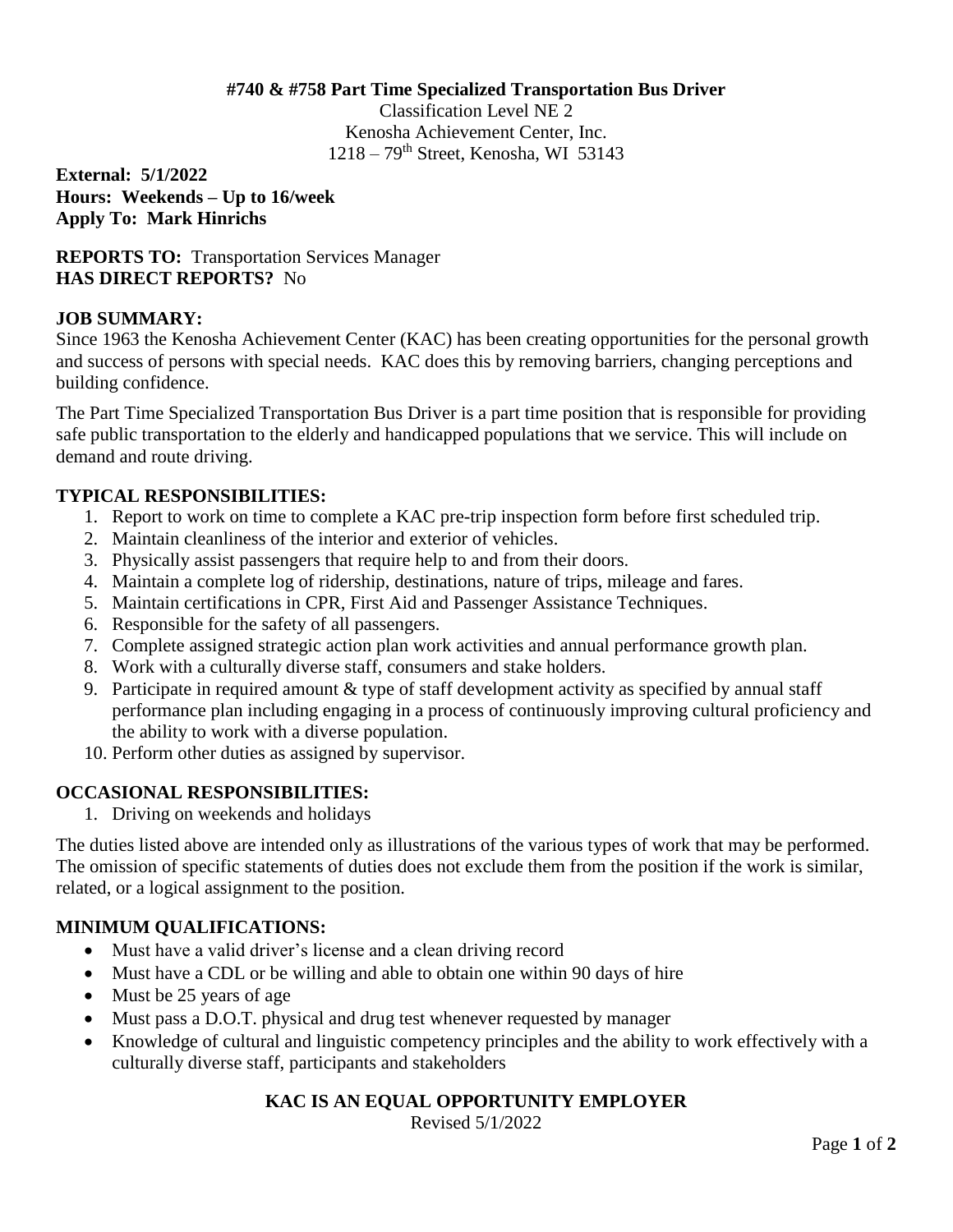# #740 & #758 Part Time Specialized Transportation Bus Driver

Classification Level NE 2
Kenosha Achievement Center, Inc.
1218 – 79th Street, Kenosha, WI 53143

**External: 5/1/2022**
**Hours: Weekends – Up to 16/week**
**Apply To: Mark Hinrichs**

**REPORTS TO:** Transportation Services Manager
**HAS DIRECT REPORTS?** No

## JOB SUMMARY:

Since 1963 the Kenosha Achievement Center (KAC) has been creating opportunities for the personal growth and success of persons with special needs. KAC does this by removing barriers, changing perceptions and building confidence.

The Part Time Specialized Transportation Bus Driver is a part time position that is responsible for providing safe public transportation to the elderly and handicapped populations that we service. This will include on demand and route driving.

## TYPICAL RESPONSIBILITIES:

1. Report to work on time to complete a KAC pre-trip inspection form before first scheduled trip.
2. Maintain cleanliness of the interior and exterior of vehicles.
3. Physically assist passengers that require help to and from their doors.
4. Maintain a complete log of ridership, destinations, nature of trips, mileage and fares.
5. Maintain certifications in CPR, First Aid and Passenger Assistance Techniques.
6. Responsible for the safety of all passengers.
7. Complete assigned strategic action plan work activities and annual performance growth plan.
8. Work with a culturally diverse staff, consumers and stake holders.
9. Participate in required amount & type of staff development activity as specified by annual staff performance plan including engaging in a process of continuously improving cultural proficiency and the ability to work with a diverse population.
10. Perform other duties as assigned by supervisor.

## OCCASIONAL RESPONSIBILITIES:

1. Driving on weekends and holidays

The duties listed above are intended only as illustrations of the various types of work that may be performed. The omission of specific statements of duties does not exclude them from the position if the work is similar, related, or a logical assignment to the position.

## MINIMUM QUALIFICATIONS:

- Must have a valid driver's license and a clean driving record
- Must have a CDL or be willing and able to obtain one within 90 days of hire
- Must be 25 years of age
- Must pass a D.O.T. physical and drug test whenever requested by manager
- Knowledge of cultural and linguistic competency principles and the ability to work effectively with a culturally diverse staff, participants and stakeholders

**KAC IS AN EQUAL OPPORTUNITY EMPLOYER**

Revised 5/1/2022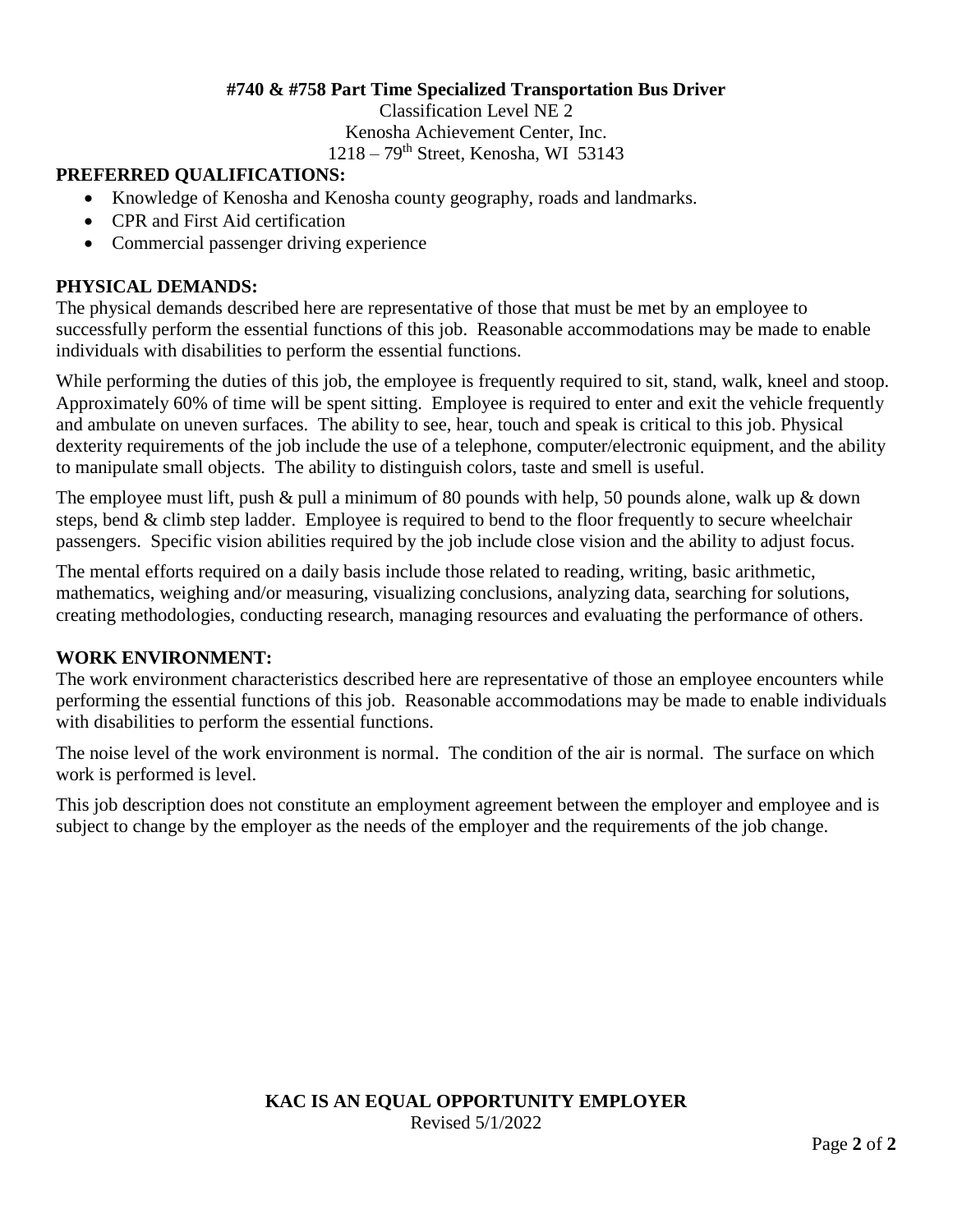**#740 & #758 Part Time Specialized Transportation Bus Driver**
Classification Level NE 2
Kenosha Achievement Center, Inc.
1218 – 79th Street, Kenosha, WI 53143

## PREFERRED QUALIFICATIONS:

- Knowledge of Kenosha and Kenosha county geography, roads and landmarks.
- CPR and First Aid certification
- Commercial passenger driving experience

## PHYSICAL DEMANDS:

The physical demands described here are representative of those that must be met by an employee to successfully perform the essential functions of this job. Reasonable accommodations may be made to enable individuals with disabilities to perform the essential functions.

While performing the duties of this job, the employee is frequently required to sit, stand, walk, kneel and stoop. Approximately 60% of time will be spent sitting. Employee is required to enter and exit the vehicle frequently and ambulate on uneven surfaces. The ability to see, hear, touch and speak is critical to this job. Physical dexterity requirements of the job include the use of a telephone, computer/electronic equipment, and the ability to manipulate small objects. The ability to distinguish colors, taste and smell is useful.

The employee must lift, push & pull a minimum of 80 pounds with help, 50 pounds alone, walk up & down steps, bend & climb step ladder. Employee is required to bend to the floor frequently to secure wheelchair passengers. Specific vision abilities required by the job include close vision and the ability to adjust focus.

The mental efforts required on a daily basis include those related to reading, writing, basic arithmetic, mathematics, weighing and/or measuring, visualizing conclusions, analyzing data, searching for solutions, creating methodologies, conducting research, managing resources and evaluating the performance of others.

## WORK ENVIRONMENT:

The work environment characteristics described here are representative of those an employee encounters while performing the essential functions of this job. Reasonable accommodations may be made to enable individuals with disabilities to perform the essential functions.

The noise level of the work environment is normal. The condition of the air is normal. The surface on which work is performed is level.

This job description does not constitute an employment agreement between the employer and employee and is subject to change by the employer as the needs of the employer and the requirements of the job change.

**KAC IS AN EQUAL OPPORTUNITY EMPLOYER**
Revised 5/1/2022